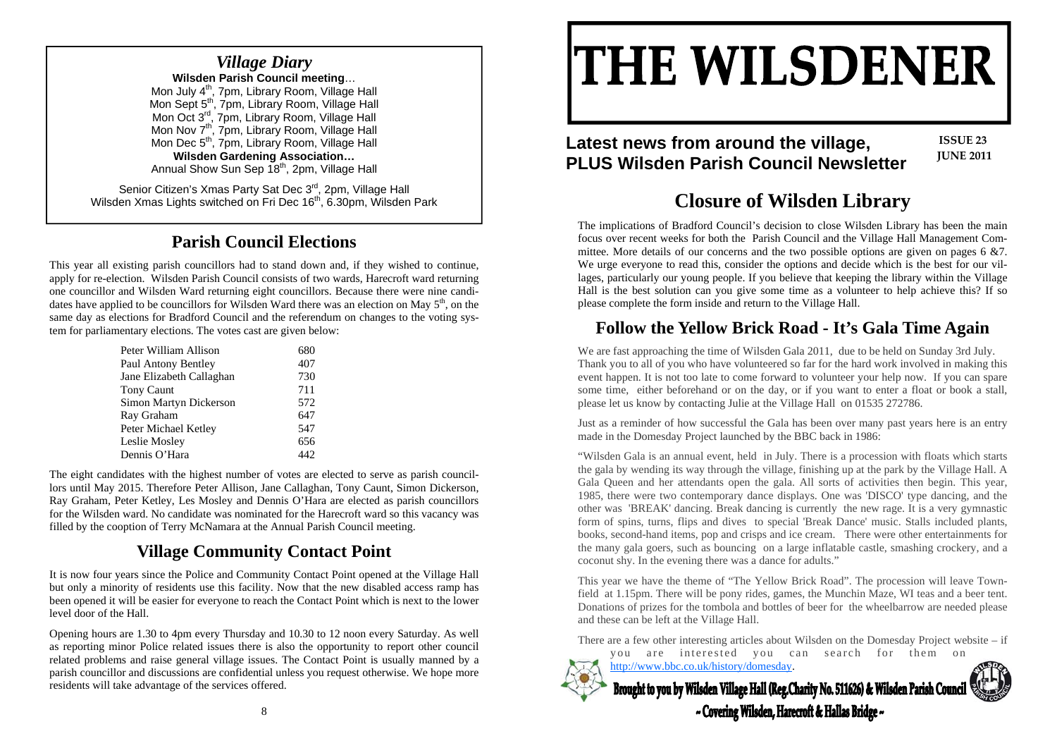# THE WILSDENER

**Latest news from around the village, PLUS Wilsden Parish Council Newsletter**

**ISSUE 23**
**JUNE 2011**

## Closure of Wilsden Library

The implications of Bradford Council's decision to close Wilsden Library has been the main focus over recent weeks for both the Parish Council and the Village Hall Management Committee. More details of our concerns and the two possible options are given on pages 6 &7. We urge everyone to read this, consider the options and decide which is the best for our villages, particularly our young people. If you believe that keeping the library within the Village Hall is the best solution can you give some time as a volunteer to help achieve this? If so please complete the form inside and return to the Village Hall.

## Follow the Yellow Brick Road - It's Gala Time Again

We are fast approaching the time of Wilsden Gala 2011, due to be held on Sunday 3rd July. Thank you to all of you who have volunteered so far for the hard work involved in making this event happen. It is not too late to come forward to volunteer your help now. If you can spare some time, either beforehand or on the day, or if you want to enter a float or book a stall, please let us know by contacting Julie at the Village Hall on 01535 272786.

Just as a reminder of how successful the Gala has been over many past years here is an entry made in the Domesday Project launched by the BBC back in 1986:

"Wilsden Gala is an annual event, held in July. There is a procession with floats which starts the gala by wending its way through the village, finishing up at the park by the Village Hall. A Gala Queen and her attendants open the gala. All sorts of activities then begin. This year, 1985, there were two contemporary dance displays. One was 'DISCO' type dancing, and the other was 'BREAK' dancing. Break dancing is currently the new rage. It is a very gymnastic form of spins, turns, flips and dives to special 'Break Dance' music. Stalls included plants, books, second-hand items, pop and crisps and ice cream. There were other entertainments for the many gala goers, such as bouncing on a large inflatable castle, smashing crockery, and a coconut shy. In the evening there was a dance for adults."

This year we have the theme of "The Yellow Brick Road". The procession will leave Townfield at 1.15pm. There will be pony rides, games, the Munchin Maze, WI teas and a beer tent. Donations of prizes for the tombola and bottles of beer for the wheelbarrow are needed please and these can be left at the Village Hall.

There are a few other interesting articles about Wilsden on the Domesday Project website – if you are interested you can search for them on http://www.bbc.co.uk/history/domesday.

**Brought to you by Wilsden Village Hall (Reg.Charity No. 511626) & Wilsden Parish Council**
**~ Covering Wilsden, Harecroft & Hallas Bridge ~**

## *Village Diary*

**Wilsden Parish Council meeting…**
Mon July 4th, 7pm, Library Room, Village Hall
Mon Sept 5th, 7pm, Library Room, Village Hall
Mon Oct 3rd, 7pm, Library Room, Village Hall
Mon Nov 7th, 7pm, Library Room, Village Hall
Mon Dec 5th, 7pm, Library Room, Village Hall

**Wilsden Gardening Association…**
Annual Show Sun Sep 18th, 2pm, Village Hall

Senior Citizen's Xmas Party Sat Dec 3rd, 2pm, Village Hall
Wilsden Xmas Lights switched on Fri Dec 16th, 6.30pm, Wilsden Park

## Parish Council Elections

This year all existing parish councillors had to stand down and, if they wished to continue, apply for re-election. Wilsden Parish Council consists of two wards, Harecroft ward returning one councillor and Wilsden Ward returning eight councillors. Because there were nine candidates have applied to be councillors for Wilsden Ward there was an election on May 5th, on the same day as elections for Bradford Council and the referendum on changes to the voting system for parliamentary elections. The votes cast are given below:

| Candidate | Votes |
|---|---|
| Peter William Allison | 680 |
| Paul Antony Bentley | 407 |
| Jane Elizabeth Callaghan | 730 |
| Tony Caunt | 711 |
| Simon Martyn Dickerson | 572 |
| Ray Graham | 647 |
| Peter Michael Ketley | 547 |
| Leslie Mosley | 656 |
| Dennis O'Hara | 442 |

The eight candidates with the highest number of votes are elected to serve as parish councillors until May 2015. Therefore Peter Allison, Jane Callaghan, Tony Caunt, Simon Dickerson, Ray Graham, Peter Ketley, Les Mosley and Dennis O'Hara are elected as parish councillors for the Wilsden ward. No candidate was nominated for the Harecroft ward so this vacancy was filled by the cooption of Terry McNamara at the Annual Parish Council meeting.

## Village Community Contact Point

It is now four years since the Police and Community Contact Point opened at the Village Hall but only a minority of residents use this facility. Now that the new disabled access ramp has been opened it will be easier for everyone to reach the Contact Point which is next to the lower level door of the Hall.

Opening hours are 1.30 to 4pm every Thursday and 10.30 to 12 noon every Saturday. As well as reporting minor Police related issues there is also the opportunity to report other council related problems and raise general village issues. The Contact Point is usually manned by a parish councillor and discussions are confidential unless you request otherwise. We hope more residents will take advantage of the services offered.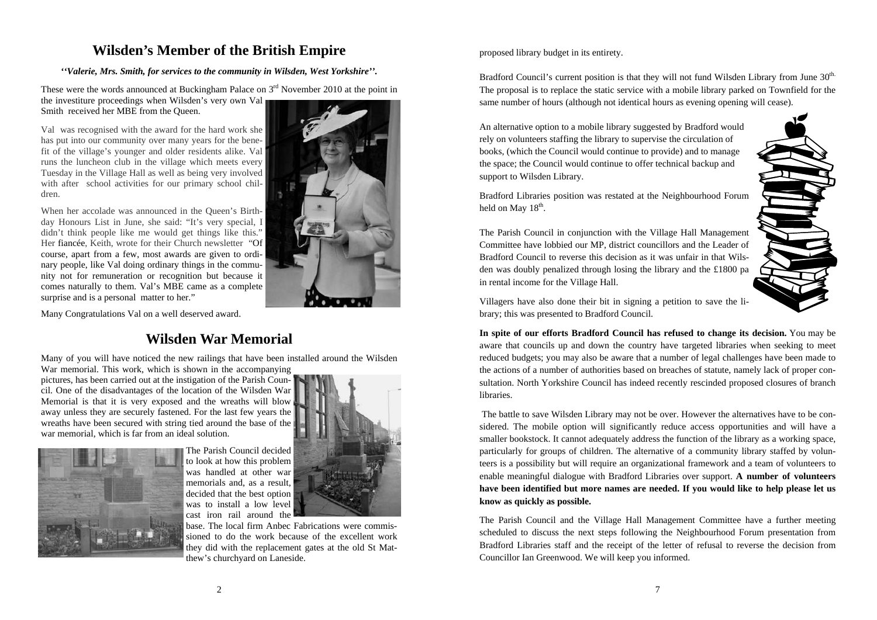# Wilsden's Member of the British Empire

***''Valerie, Mrs. Smith, for services to the community in Wilsden, West Yorkshire''.***

These were the words announced at Buckingham Palace on 3rd November 2010 at the point in the investiture proceedings when Wilsden's very own Val Smith received her MBE from the Queen.

Val was recognised with the award for the hard work she has put into our community over many years for the benefit of the village's younger and older residents alike. Val runs the luncheon club in the village which meets every Tuesday in the Village Hall as well as being very involved with after school activities for our primary school children.

When her accolade was announced in the Queen's Birthday Honours List in June, she said: "It's very special, I didn't think people like me would get things like this." Her fiancée, Keith, wrote for their Church newsletter "Of course, apart from a few, most awards are given to ordinary people, like Val doing ordinary things in the community not for remuneration or recognition but because it comes naturally to them. Val's MBE came as a complete surprise and is a personal matter to her."

Many Congratulations Val on a well deserved award.

# Wilsden War Memorial

Many of you will have noticed the new railings that have been installed around the Wilsden War memorial. This work, which is shown in the accompanying pictures, has been carried out at the instigation of the Parish Council. One of the disadvantages of the location of the Wilsden War Memorial is that it is very exposed and the wreaths will blow away unless they are securely fastened. For the last few years the wreaths have been secured with string tied around the base of the war memorial, which is far from an ideal solution.

The Parish Council decided to look at how this problem was handled at other war memorials and, as a result, decided that the best option was to install a low level cast iron rail around the base. The local firm Anbec Fabrications were commissioned to do the work because of the excellent work they did with the replacement gates at the old St Matthew's churchyard on Laneside.

proposed library budget in its entirety.

Bradford Council's current position is that they will not fund Wilsden Library from June 30th. The proposal is to replace the static service with a mobile library parked on Townfield for the same number of hours (although not identical hours as evening opening will cease).

An alternative option to a mobile library suggested by Bradford would rely on volunteers staffing the library to supervise the circulation of books, (which the Council would continue to provide) and to manage the space; the Council would continue to offer technical backup and support to Wilsden Library.

Bradford Libraries position was restated at the Neighbourhood Forum held on May 18th.

The Parish Council in conjunction with the Village Hall Management Committee have lobbied our MP, district councillors and the Leader of Bradford Council to reverse this decision as it was unfair in that Wilsden was doubly penalized through losing the library and the £1800 pa in rental income for the Village Hall.

Villagers have also done their bit in signing a petition to save the library; this was presented to Bradford Council.

**In spite of our efforts Bradford Council has refused to change its decision.** You may be aware that councils up and down the country have targeted libraries when seeking to meet reduced budgets; you may also be aware that a number of legal challenges have been made to the actions of a number of authorities based on breaches of statute, namely lack of proper consultation. North Yorkshire Council has indeed recently rescinded proposed closures of branch libraries.

The battle to save Wilsden Library may not be over. However the alternatives have to be considered. The mobile option will significantly reduce access opportunities and will have a smaller bookstock. It cannot adequately address the function of the library as a working space, particularly for groups of children. The alternative of a community library staffed by volunteers is a possibility but will require an organizational framework and a team of volunteers to enable meaningful dialogue with Bradford Libraries over support. **A number of volunteers have been identified but more names are needed. If you would like to help please let us know as quickly as possible.**

The Parish Council and the Village Hall Management Committee have a further meeting scheduled to discuss the next steps following the Neighbourhood Forum presentation from Bradford Libraries staff and the receipt of the letter of refusal to reverse the decision from Councillor Ian Greenwood. We will keep you informed.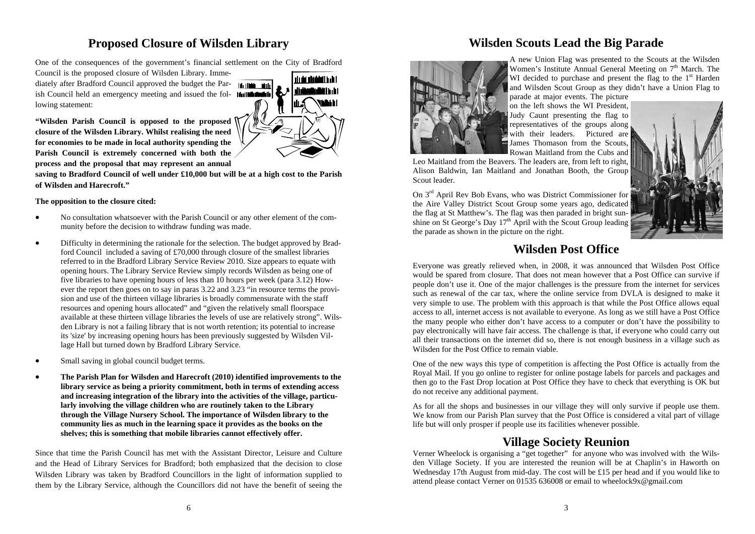## Proposed Closure of Wilsden Library

One of the consequences of the government's financial settlement on the City of Bradford Council is the proposed closure of Wilsden Library. Immediately after Bradford Council approved the budget the Parish Council held an emergency meeting and issued the following statement:

**"Wilsden Parish Council is opposed to the proposed closure of the Wilsden Library. Whilst realising the need for economies to be made in local authority spending the Parish Council is extremely concerned with both the process and the proposal that may represent an annual saving to Bradford Council of well under £10,000 but will be at a high cost to the Parish of Wilsden and Harecroft."**

**The opposition to the closure cited:**

- No consultation whatsoever with the Parish Council or any other element of the community before the decision to withdraw funding was made.
- Difficulty in determining the rationale for the selection. The budget approved by Bradford Council included a saving of £70,000 through closure of the smallest libraries referred to in the Bradford Library Service Review 2010. Size appears to equate with opening hours. The Library Service Review simply records Wilsden as being one of five libraries to have opening hours of less than 10 hours per week (para 3.12) However the report then goes on to say in paras 3.22 and 3.23 "in resource terms the provision and use of the thirteen village libraries is broadly commensurate with the staff resources and opening hours allocated" and "given the relatively small floorspace available at these thirteen village libraries the levels of use are relatively strong". Wilsden Library is not a failing library that is not worth retention; its potential to increase its 'size' by increasing opening hours has been previously suggested by Wilsden Village Hall but turned down by Bradford Library Service.
- Small saving in global council budget terms.
- **The Parish Plan for Wilsden and Harecroft (2010) identified improvements to the library service as being a priority commitment, both in terms of extending access and increasing integration of the library into the activities of the village, particularly involving the village children who are routinely taken to the Library through the Village Nursery School. The importance of Wilsden library to the community lies as much in the learning space it provides as the books on the shelves; this is something that mobile libraries cannot effectively offer.**

Since that time the Parish Council has met with the Assistant Director, Leisure and Culture and the Head of Library Services for Bradford; both emphasized that the decision to close Wilsden Library was taken by Bradford Councillors in the light of information supplied to them by the Library Service, although the Councillors did not have the benefit of seeing the

## Wilsden Scouts Lead the Big Parade

A new Union Flag was presented to the Scouts at the Wilsden Women's Institute Annual General Meeting on 7th March. The WI decided to purchase and present the flag to the 1st Harden and Wilsden Scout Group as they didn't have a Union Flag to parade at major events. The picture on the left shows the WI President, Judy Caunt presenting the flag to representatives of the groups along with their leaders. Pictured are James Thomason from the Scouts, Rowan Maitland from the Cubs and Leo Maitland from the Beavers. The leaders are, from left to right, Alison Baldwin, Ian Maitland and Jonathan Booth, the Group Scout leader.

On 3rd April Rev Bob Evans, who was District Commissioner for the Aire Valley District Scout Group some years ago, dedicated the flag at St Matthew's. The flag was then paraded in bright sunshine on St George's Day 17th April with the Scout Group leading the parade as shown in the picture on the right.

## Wilsden Post Office

Everyone was greatly relieved when, in 2008, it was announced that Wilsden Post Office would be spared from closure. That does not mean however that a Post Office can survive if people don't use it. One of the major challenges is the pressure from the internet for services such as renewal of the car tax, where the online service from DVLA is designed to make it very simple to use. The problem with this approach is that while the Post Office allows equal access to all, internet access is not available to everyone. As long as we still have a Post Office the many people who either don't have access to a computer or don't have the possibility to pay electronically will have fair access. The challenge is that, if everyone who could carry out all their transactions on the internet did so, there is not enough business in a village such as Wilsden for the Post Office to remain viable.

One of the new ways this type of competition is affecting the Post Office is actually from the Royal Mail. If you go online to register for online postage labels for parcels and packages and then go to the Fast Drop location at Post Office they have to check that everything is OK but do not receive any additional payment.

As for all the shops and businesses in our village they will only survive if people use them. We know from our Parish Plan survey that the Post Office is considered a vital part of village life but will only prosper if people use its facilities whenever possible.

## Village Society Reunion

Verner Wheelock is organising a "get together" for anyone who was involved with the Wilsden Village Society. If you are interested the reunion will be at Chaplin's in Haworth on Wednesday 17th August from mid-day. The cost will be £15 per head and if you would like to attend please contact Verner on 01535 636008 or email to wheelock9x@gmail.com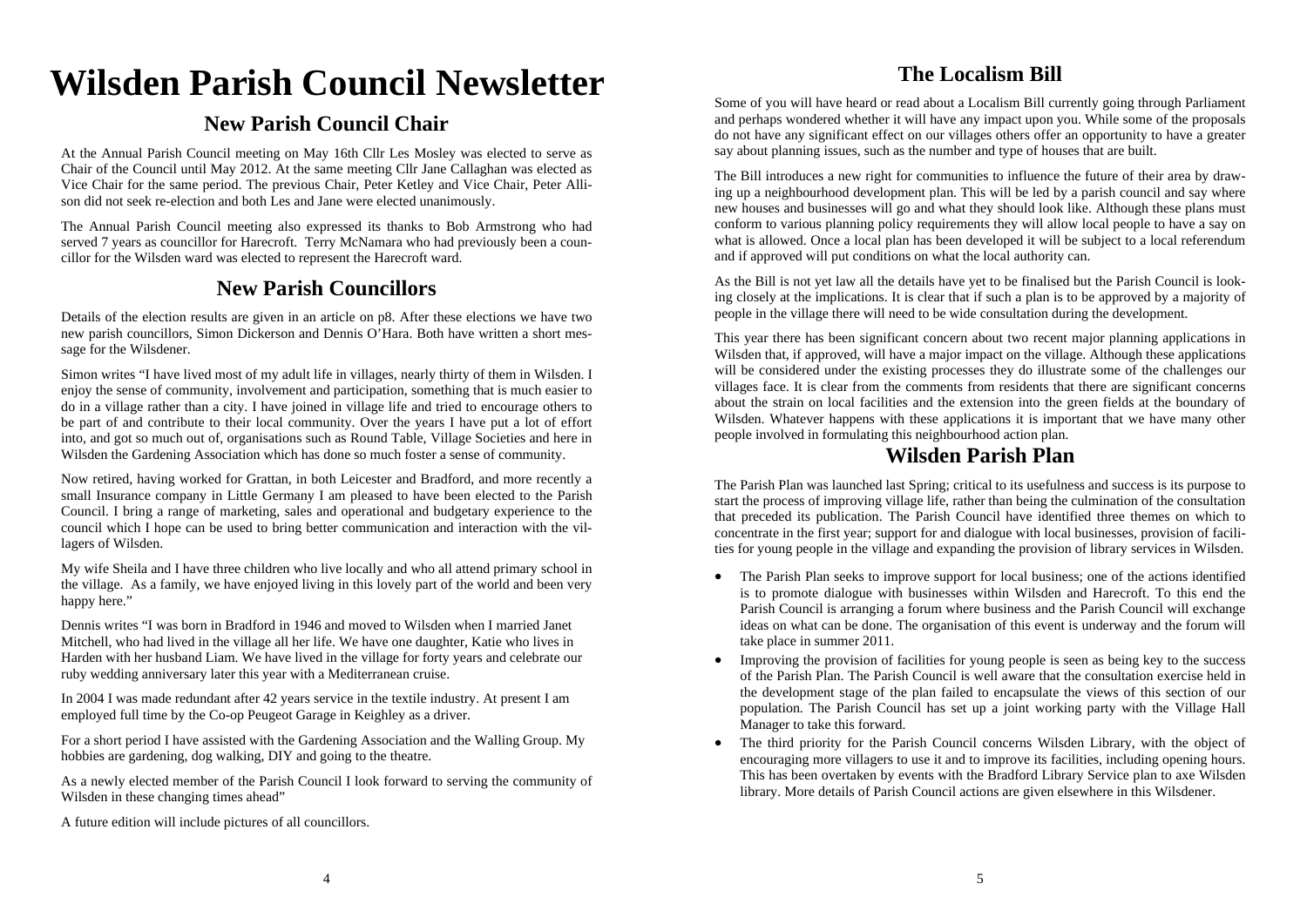# Wilsden Parish Council Newsletter

## New Parish Council Chair

At the Annual Parish Council meeting on May 16th Cllr Les Mosley was elected to serve as Chair of the Council until May 2012. At the same meeting Cllr Jane Callaghan was elected as Vice Chair for the same period. The previous Chair, Peter Ketley and Vice Chair, Peter Allison did not seek re-election and both Les and Jane were elected unanimously.

The Annual Parish Council meeting also expressed its thanks to Bob Armstrong who had served 7 years as councillor for Harecroft. Terry McNamara who had previously been a councillor for the Wilsden ward was elected to represent the Harecroft ward.

## New Parish Councillors

Details of the election results are given in an article on p8. After these elections we have two new parish councillors, Simon Dickerson and Dennis O'Hara. Both have written a short message for the Wilsdener.

Simon writes "I have lived most of my adult life in villages, nearly thirty of them in Wilsden. I enjoy the sense of community, involvement and participation, something that is much easier to do in a village rather than a city. I have joined in village life and tried to encourage others to be part of and contribute to their local community. Over the years I have put a lot of effort into, and got so much out of, organisations such as Round Table, Village Societies and here in Wilsden the Gardening Association which has done so much foster a sense of community.

Now retired, having worked for Grattan, in both Leicester and Bradford, and more recently a small Insurance company in Little Germany I am pleased to have been elected to the Parish Council. I bring a range of marketing, sales and operational and budgetary experience to the council which I hope can be used to bring better communication and interaction with the villagers of Wilsden.

My wife Sheila and I have three children who live locally and who all attend primary school in the village. As a family, we have enjoyed living in this lovely part of the world and been very happy here."

Dennis writes "I was born in Bradford in 1946 and moved to Wilsden when I married Janet Mitchell, who had lived in the village all her life. We have one daughter, Katie who lives in Harden with her husband Liam. We have lived in the village for forty years and celebrate our ruby wedding anniversary later this year with a Mediterranean cruise.

In 2004 I was made redundant after 42 years service in the textile industry. At present I am employed full time by the Co-op Peugeot Garage in Keighley as a driver.

For a short period I have assisted with the Gardening Association and the Walling Group. My hobbies are gardening, dog walking, DIY and going to the theatre.

As a newly elected member of the Parish Council I look forward to serving the community of Wilsden in these changing times ahead"

A future edition will include pictures of all councillors.

## The Localism Bill

Some of you will have heard or read about a Localism Bill currently going through Parliament and perhaps wondered whether it will have any impact upon you. While some of the proposals do not have any significant effect on our villages others offer an opportunity to have a greater say about planning issues, such as the number and type of houses that are built.

The Bill introduces a new right for communities to influence the future of their area by drawing up a neighbourhood development plan. This will be led by a parish council and say where new houses and businesses will go and what they should look like. Although these plans must conform to various planning policy requirements they will allow local people to have a say on what is allowed. Once a local plan has been developed it will be subject to a local referendum and if approved will put conditions on what the local authority can.

As the Bill is not yet law all the details have yet to be finalised but the Parish Council is looking closely at the implications. It is clear that if such a plan is to be approved by a majority of people in the village there will need to be wide consultation during the development.

This year there has been significant concern about two recent major planning applications in Wilsden that, if approved, will have a major impact on the village. Although these applications will be considered under the existing processes they do illustrate some of the challenges our villages face. It is clear from the comments from residents that there are significant concerns about the strain on local facilities and the extension into the green fields at the boundary of Wilsden. Whatever happens with these applications it is important that we have many other people involved in formulating this neighbourhood action plan.

## Wilsden Parish Plan

The Parish Plan was launched last Spring; critical to its usefulness and success is its purpose to start the process of improving village life, rather than being the culmination of the consultation that preceded its publication. The Parish Council have identified three themes on which to concentrate in the first year; support for and dialogue with local businesses, provision of facilities for young people in the village and expanding the provision of library services in Wilsden.

- The Parish Plan seeks to improve support for local business; one of the actions identified is to promote dialogue with businesses within Wilsden and Harecroft. To this end the Parish Council is arranging a forum where business and the Parish Council will exchange ideas on what can be done. The organisation of this event is underway and the forum will take place in summer 2011.
- Improving the provision of facilities for young people is seen as being key to the success of the Parish Plan. The Parish Council is well aware that the consultation exercise held in the development stage of the plan failed to encapsulate the views of this section of our population. The Parish Council has set up a joint working party with the Village Hall Manager to take this forward.
- The third priority for the Parish Council concerns Wilsden Library, with the object of encouraging more villagers to use it and to improve its facilities, including opening hours. This has been overtaken by events with the Bradford Library Service plan to axe Wilsden library. More details of Parish Council actions are given elsewhere in this Wilsdener.